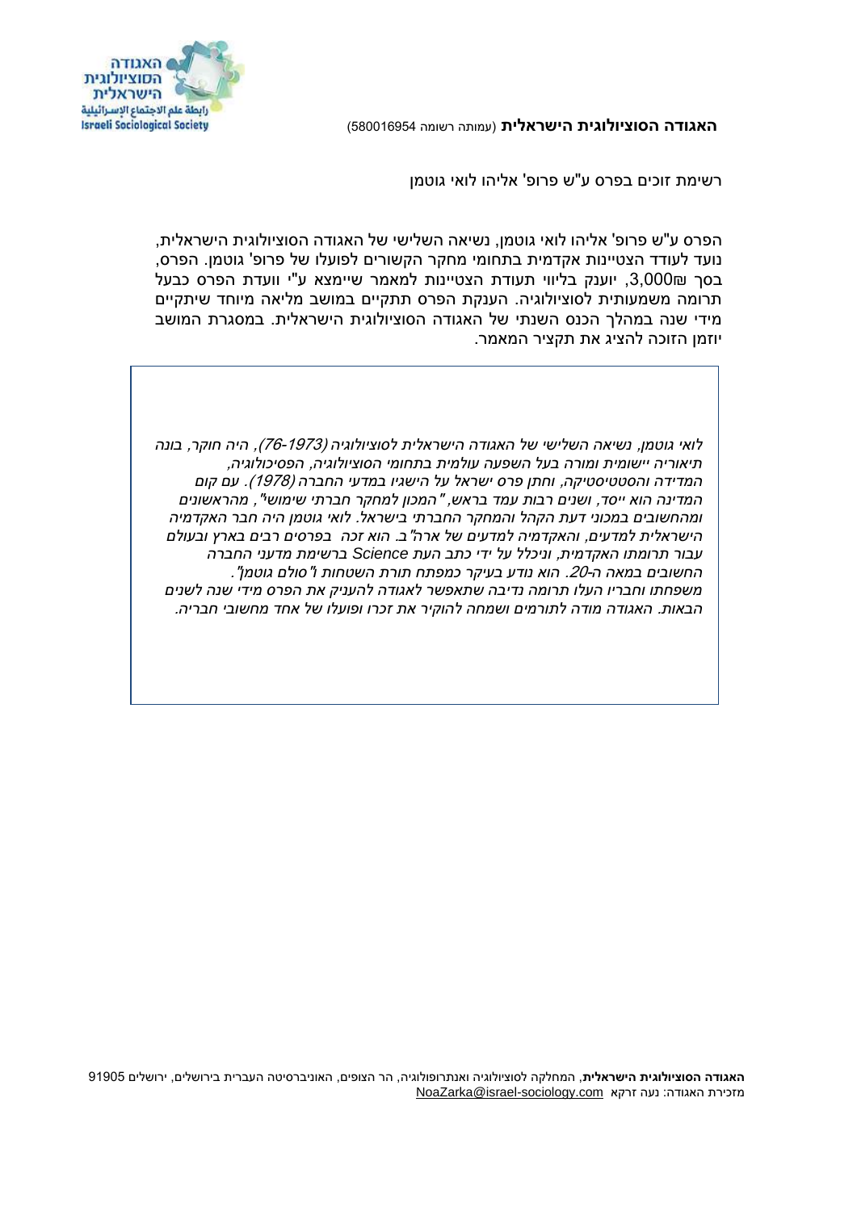**האגודה הסוציולוגית הישראלית** (עמותה רשומה 580016954)

רשימת זוכים בפרס ע"ש פרופ' אליהו לואי גוטמן

הפרס ע"ש פרופ' אליהו לואי גוטמן, נשיאה השלישי של האגודה הסוציולוגית הישראלית, נועד לעודד הצטיינות אקדמית בתחומי מחקר הקשורים לפועלו של פרופ' גוטמן. הפרס, בסך 3,000₪, יוענק בליווי תעודת הצטיינות למאמר שיימצא ע"י וועדת הפרס כבעל תרומה משמעותית לסוציולוגיה. הענקת הפרס תתקיים במושב מליאה מיוחד שיתקיים מידי שנה במהלך הכנס השנתי של האגודה הסוציולוגית הישראלית. במסגרת המושב יוזמן הזוכה להציג את תקציר המאמר.

*לואי גוטמן, נשיאה השלישי של האגודה הישראלית לסוציולוגיה (1973-76), היה חוקר, בונה תיאוריה יישומית ומורה בעל השפעה עולמית בתחומי הסוציולוגיה, הפסיכולוגיה, המדידה והסטטיסטיקה, וחתן פרס ישראל על הישגיו במדעי החברה (1978). עם קום המדינה הוא ייסד, ושנים רבות עמד בראש, "המכון למחקר חברתי שימושי", מהראשונים ומהחשובים במכוני דעת הקהל והמחקר החברתי בישראל. לואי גוטמן היה חבר האקדמיה הישראלית למדעים, והאקדמיה למדעים של ארה"ב. הוא זכה בפרסים רבים בארץ ובעולם עבור תרומתו האקדמית, וניכלל על ידי כתב העת Science ברשימת מדעני החברה החשובים במאה ה-20. הוא נודע בעיקר כמפתח תורת השטחות ו"סולם גוטמן". משפחתו וחבריו העלו תרומה נדיבה שתאפשר לאגודה להעניק את הפרס מידי שנה לשנים הבאות. האגודה מודה לתורמים ושמחה להוקיר את זכרו ופועלו של אחד מחשובי חבריה.*

**האגודה הסוציולוגית הישראלית**, המחלקה לסוציולוגיה ואנתרופולוגיה, הר הצופים, האוניברסיטה העברית בירושלים, ירושלים 91905
מזכירת האגודה: נעה זרקא NoaZarka@israel-sociology.com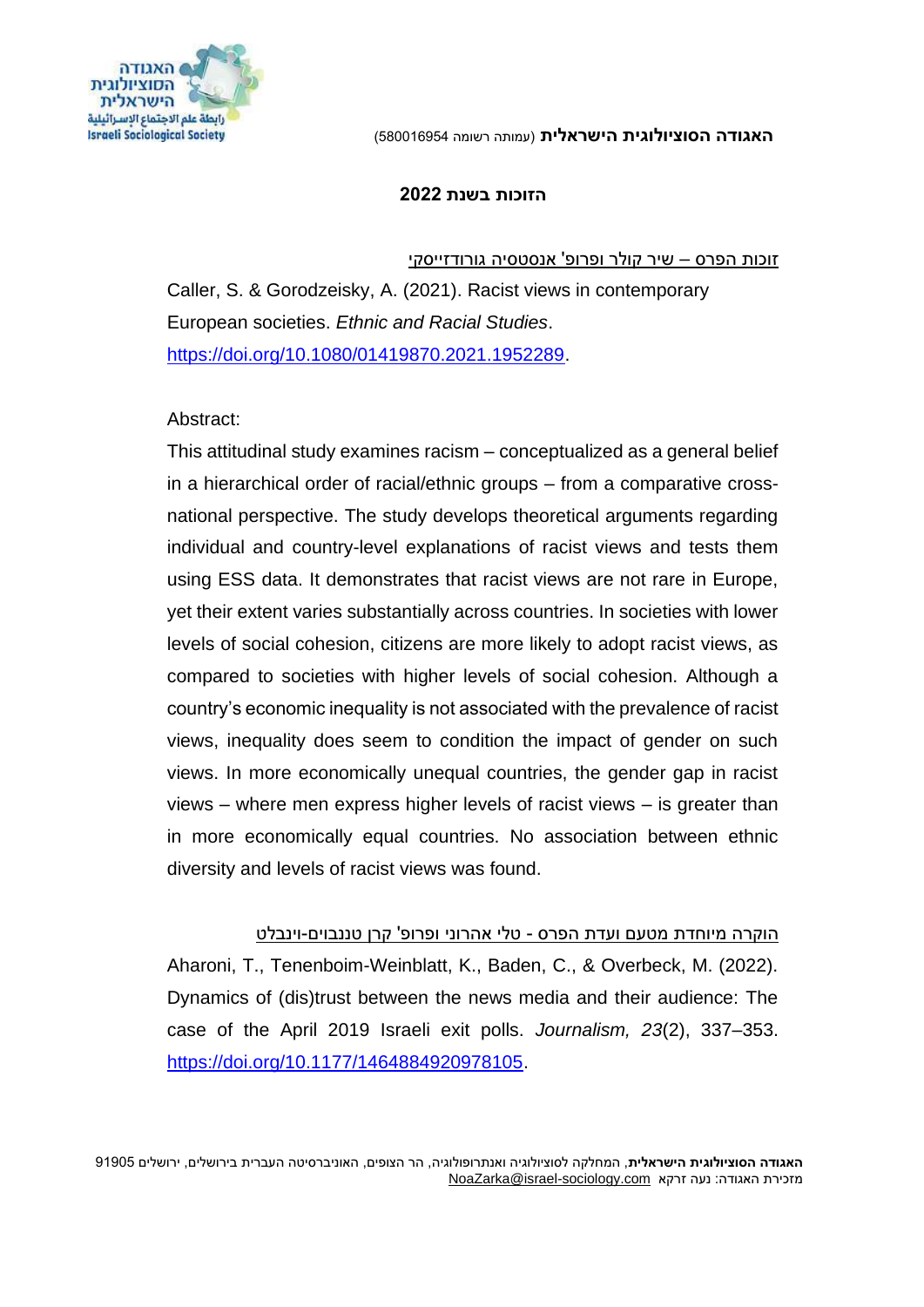**האגודה הסוציולוגית הישראלית** (עמותה רשומה 580016954)

**הזוכות בשנת 2022**

זוכות הפרס – שיר קולר ופרופ' אנסטסיה גורודזייסקי

Caller, S. & Gorodzeisky, A. (2021). Racist views in contemporary European societies. *Ethnic and Racial Studies*. https://doi.org/10.1080/01419870.2021.1952289.

Abstract:

This attitudinal study examines racism – conceptualized as a general belief in a hierarchical order of racial/ethnic groups – from a comparative cross-national perspective. The study develops theoretical arguments regarding individual and country-level explanations of racist views and tests them using ESS data. It demonstrates that racist views are not rare in Europe, yet their extent varies substantially across countries. In societies with lower levels of social cohesion, citizens are more likely to adopt racist views, as compared to societies with higher levels of social cohesion. Although a country's economic inequality is not associated with the prevalence of racist views, inequality does seem to condition the impact of gender on such views. In more economically unequal countries, the gender gap in racist views – where men express higher levels of racist views – is greater than in more economically equal countries. No association between ethnic diversity and levels of racist views was found.

הוקרה מיוחדת מטעם ועדת הפרס - טלי אהרוני ופרופ' קרן טננבוים-וינבלט

Aharoni, T., Tenenboim-Weinblatt, K., Baden, C., & Overbeck, M. (2022). Dynamics of (dis)trust between the news media and their audience: The case of the April 2019 Israeli exit polls. *Journalism, 23*(2), 337–353. https://doi.org/10.1177/1464884920978105.

**האגודה הסוציולוגית הישראלית**, המחלקה לסוציולוגיה ואנתרופולוגיה, הר הצופים, האוניברסיטה העברית בירושלים, ירושלים 91905
מזכירת האגודה: נעה זרקא NoaZarka@israel-sociology.com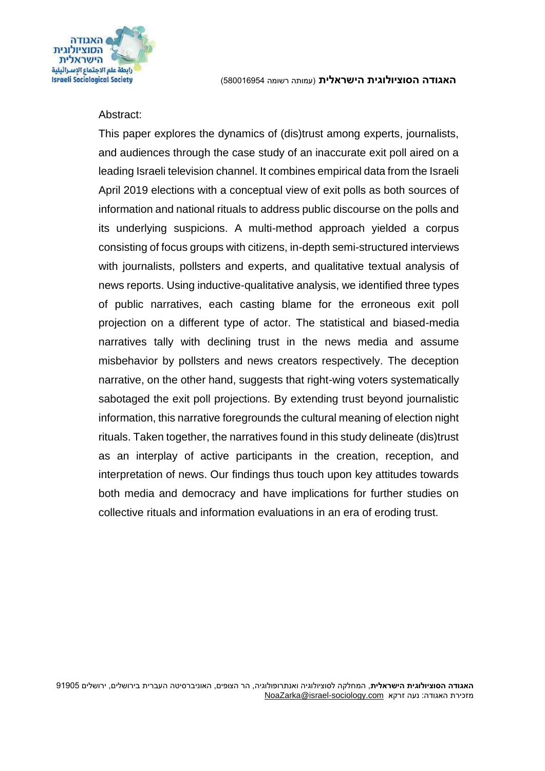Abstract:

This paper explores the dynamics of (dis)trust among experts, journalists, and audiences through the case study of an inaccurate exit poll aired on a leading Israeli television channel. It combines empirical data from the Israeli April 2019 elections with a conceptual view of exit polls as both sources of information and national rituals to address public discourse on the polls and its underlying suspicions. A multi-method approach yielded a corpus consisting of focus groups with citizens, in-depth semi-structured interviews with journalists, pollsters and experts, and qualitative textual analysis of news reports. Using inductive-qualitative analysis, we identified three types of public narratives, each casting blame for the erroneous exit poll projection on a different type of actor. The statistical and biased-media narratives tally with declining trust in the news media and assume misbehavior by pollsters and news creators respectively. The deception narrative, on the other hand, suggests that right-wing voters systematically sabotaged the exit poll projections. By extending trust beyond journalistic information, this narrative foregrounds the cultural meaning of election night rituals. Taken together, the narratives found in this study delineate (dis)trust as an interplay of active participants in the creation, reception, and interpretation of news. Our findings thus touch upon key attitudes towards both media and democracy and have implications for further studies on collective rituals and information evaluations in an era of eroding trust.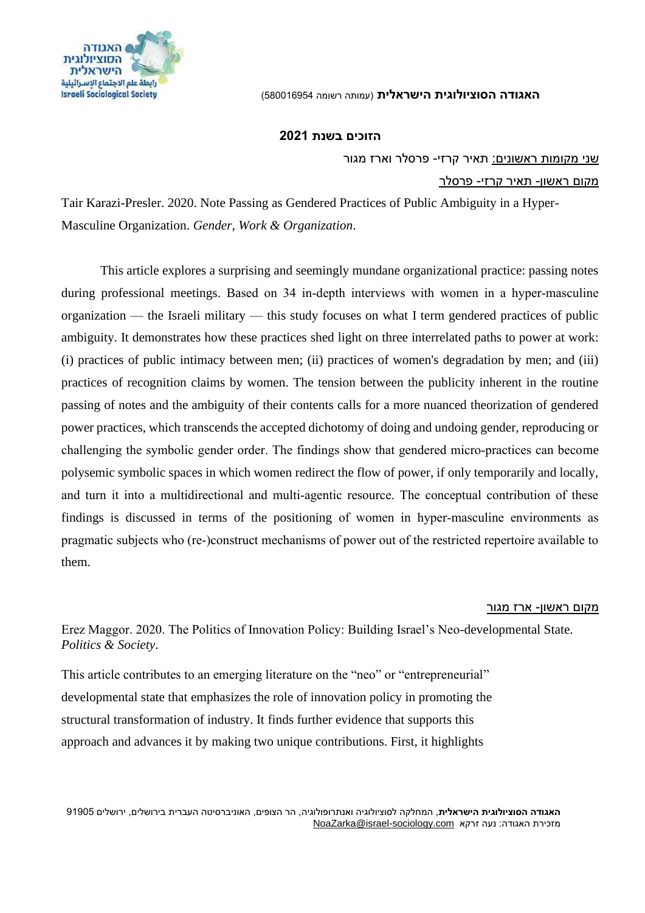**האגודה הסוציולוגית הישראלית** (עמותה רשומה 580016954)

**הזוכים בשנת 2021**

<u>שני מקומות ראשונים:</u> תאיר קרזי- פרסלר וארז מגור

<u>מקום ראשון- תאיר קרזי- פרסלר</u>

Tair Karazi-Presler. 2020. Note Passing as Gendered Practices of Public Ambiguity in a Hyper-Masculine Organization. *Gender, Work & Organization*.

This article explores a surprising and seemingly mundane organizational practice: passing notes during professional meetings. Based on 34 in-depth interviews with women in a hyper-masculine organization — the Israeli military — this study focuses on what I term gendered practices of public ambiguity. It demonstrates how these practices shed light on three interrelated paths to power at work: (i) practices of public intimacy between men; (ii) practices of women's degradation by men; and (iii) practices of recognition claims by women. The tension between the publicity inherent in the routine passing of notes and the ambiguity of their contents calls for a more nuanced theorization of gendered power practices, which transcends the accepted dichotomy of doing and undoing gender, reproducing or challenging the symbolic gender order. The findings show that gendered micro-practices can become polysemic symbolic spaces in which women redirect the flow of power, if only temporarily and locally, and turn it into a multidirectional and multi-agentic resource. The conceptual contribution of these findings is discussed in terms of the positioning of women in hyper-masculine environments as pragmatic subjects who (re-)construct mechanisms of power out of the restricted repertoire available to them.

<u>מקום ראשון- ארז מגור</u>

Erez Maggor. 2020. The Politics of Innovation Policy: Building Israel's Neo-developmental State. *Politics & Society*.

This article contributes to an emerging literature on the "neo" or "entrepreneurial" developmental state that emphasizes the role of innovation policy in promoting the structural transformation of industry. It finds further evidence that supports this approach and advances it by making two unique contributions. First, it highlights

**האגודה הסוציולוגית הישראלית**, המחלקה לסוציולוגיה ואנתרופולוגיה, הר הצופים, האוניברסיטה העברית בירושלים, ירושלים 91905
מזכירת האגודה: נעה זרקא NoaZarka@israel-sociology.com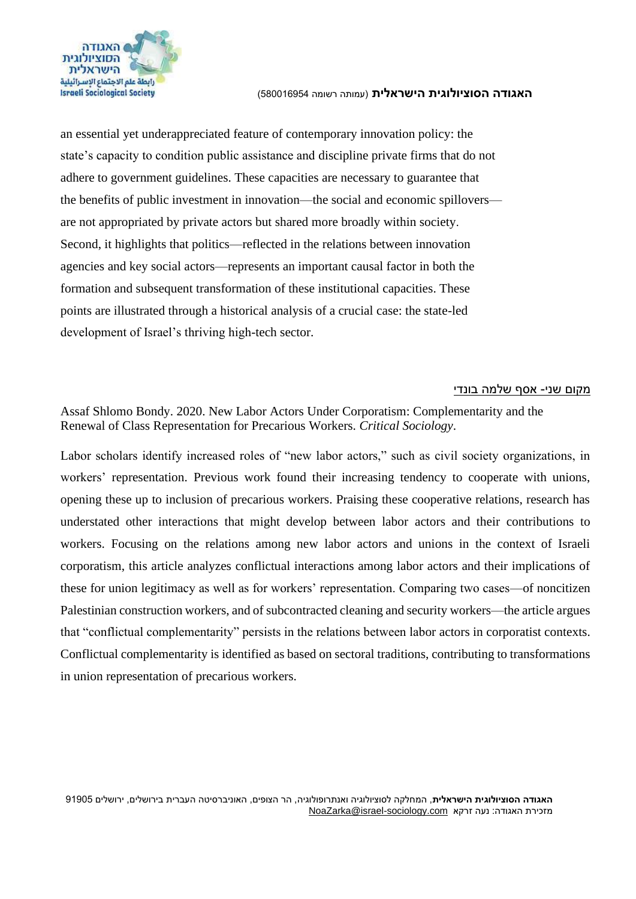an essential yet underappreciated feature of contemporary innovation policy: the state's capacity to condition public assistance and discipline private firms that do not adhere to government guidelines. These capacities are necessary to guarantee that the benefits of public investment in innovation—the social and economic spillovers—are not appropriated by private actors but shared more broadly within society. Second, it highlights that politics—reflected in the relations between innovation agencies and key social actors—represents an important causal factor in both the formation and subsequent transformation of these institutional capacities. These points are illustrated through a historical analysis of a crucial case: the state-led development of Israel's thriving high-tech sector.

מקום שני- אסף שלמה בונדי

Assaf Shlomo Bondy. 2020. New Labor Actors Under Corporatism: Complementarity and the Renewal of Class Representation for Precarious Workers. *Critical Sociology*.

Labor scholars identify increased roles of "new labor actors," such as civil society organizations, in workers' representation. Previous work found their increasing tendency to cooperate with unions, opening these up to inclusion of precarious workers. Praising these cooperative relations, research has understated other interactions that might develop between labor actors and their contributions to workers. Focusing on the relations among new labor actors and unions in the context of Israeli corporatism, this article analyzes conflictual interactions among labor actors and their implications of these for union legitimacy as well as for workers' representation. Comparing two cases—of noncitizen Palestinian construction workers, and of subcontracted cleaning and security workers—the article argues that "conflictual complementarity" persists in the relations between labor actors in corporatist contexts. Conflictual complementarity is identified as based on sectoral traditions, contributing to transformations in union representation of precarious workers.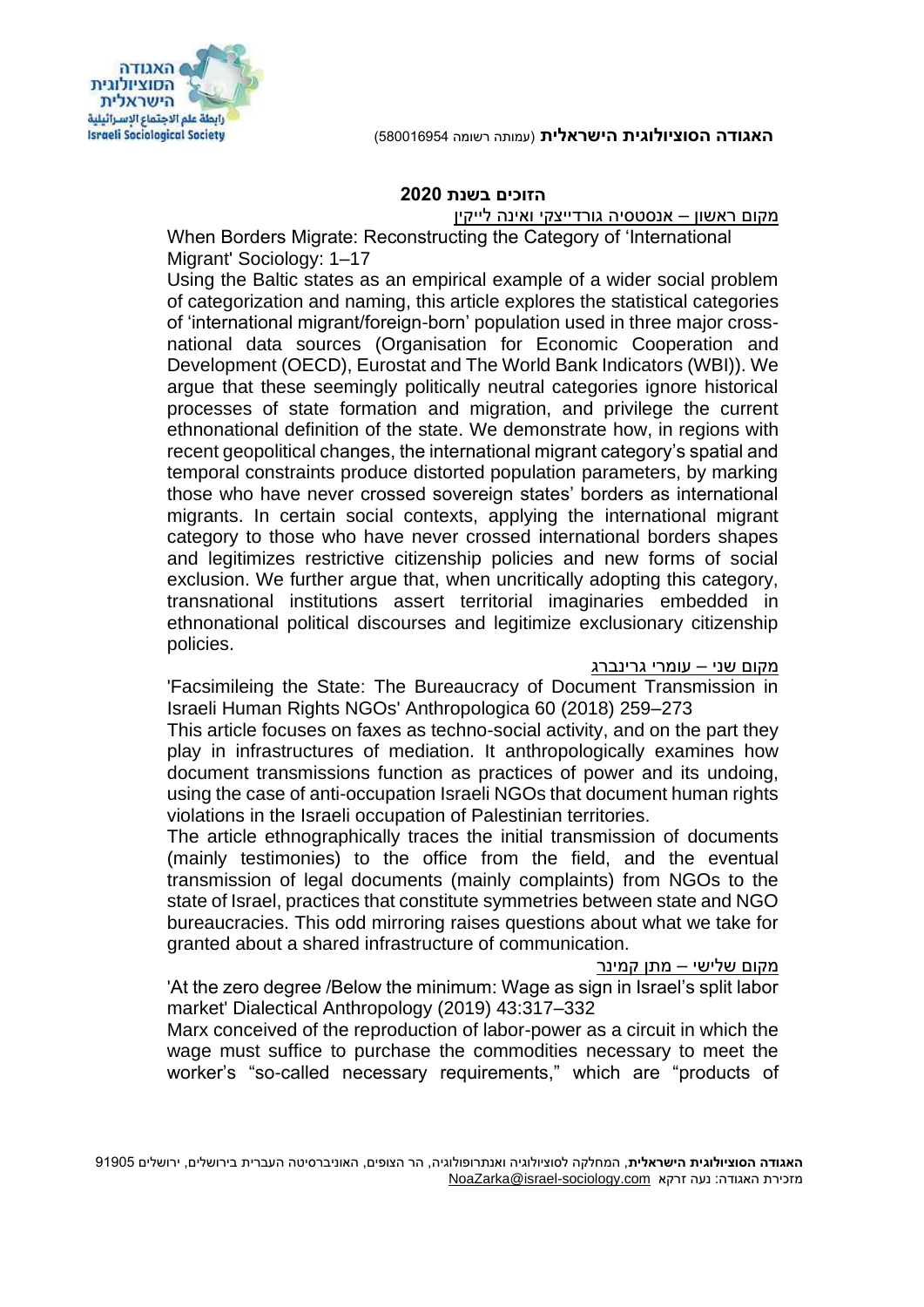**האגודה הסוציולוגית הישראלית** (עמותה רשומה 580016954)

## הזוכים בשנת 2020

מקום ראשון – אנסטסיה גורדייצקי ואינה לייקין

When Borders Migrate: Reconstructing the Category of 'International Migrant' Sociology: 1–17

Using the Baltic states as an empirical example of a wider social problem of categorization and naming, this article explores the statistical categories of 'international migrant/foreign-born' population used in three major cross-national data sources (Organisation for Economic Cooperation and Development (OECD), Eurostat and The World Bank Indicators (WBI)). We argue that these seemingly politically neutral categories ignore historical processes of state formation and migration, and privilege the current ethnonational definition of the state. We demonstrate how, in regions with recent geopolitical changes, the international migrant category's spatial and temporal constraints produce distorted population parameters, by marking those who have never crossed sovereign states' borders as international migrants. In certain social contexts, applying the international migrant category to those who have never crossed international borders shapes and legitimizes restrictive citizenship policies and new forms of social exclusion. We further argue that, when uncritically adopting this category, transnational institutions assert territorial imaginaries embedded in ethnonational political discourses and legitimize exclusionary citizenship policies.

מקום שני – עומרי גרינברג

'Facsimileing the State: The Bureaucracy of Document Transmission in Israeli Human Rights NGOs' Anthropologica 60 (2018) 259–273

This article focuses on faxes as techno-social activity, and on the part they play in infrastructures of mediation. It anthropologically examines how document transmissions function as practices of power and its undoing, using the case of anti-occupation Israeli NGOs that document human rights violations in the Israeli occupation of Palestinian territories.

The article ethnographically traces the initial transmission of documents (mainly testimonies) to the office from the field, and the eventual transmission of legal documents (mainly complaints) from NGOs to the state of Israel, practices that constitute symmetries between state and NGO bureaucracies. This odd mirroring raises questions about what we take for granted about a shared infrastructure of communication.

מקום שלישי – מתן קמינר

'At the zero degree /Below the minimum: Wage as sign in Israel's split labor market' Dialectical Anthropology (2019) 43:317–332

Marx conceived of the reproduction of labor-power as a circuit in which the wage must suffice to purchase the commodities necessary to meet the worker's "so-called necessary requirements," which are "products of

**האגודה הסוציולוגית הישראלית**, המחלקה לסוציולוגיה ואנתרופולוגיה, הר הצופים, האוניברסיטה העברית בירושלים, ירושלים 91905
מזכירת האגודה: נעה זרקא NoaZarka@israel-sociology.com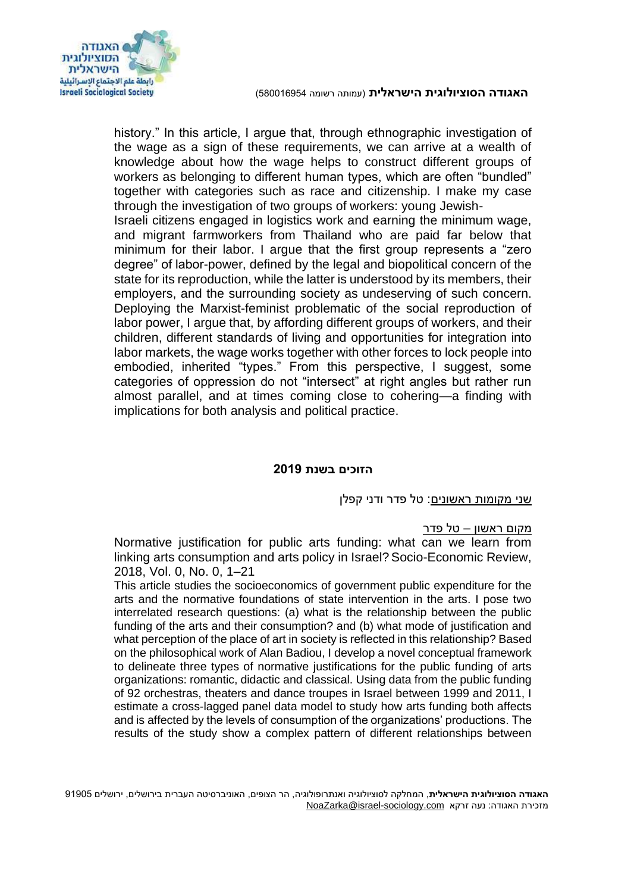history." In this article, I argue that, through ethnographic investigation of the wage as a sign of these requirements, we can arrive at a wealth of knowledge about how the wage helps to construct different groups of workers as belonging to different human types, which are often "bundled" together with categories such as race and citizenship. I make my case through the investigation of two groups of workers: young Jewish-Israeli citizens engaged in logistics work and earning the minimum wage, and migrant farmworkers from Thailand who are paid far below that minimum for their labor. I argue that the first group represents a "zero degree" of labor-power, defined by the legal and biopolitical concern of the state for its reproduction, while the latter is understood by its members, their employers, and the surrounding society as undeserving of such concern. Deploying the Marxist-feminist problematic of the social reproduction of labor power, I argue that, by affording different groups of workers, and their children, different standards of living and opportunities for integration into labor markets, the wage works together with other forces to lock people into embodied, inherited "types." From this perspective, I suggest, some categories of oppression do not "intersect" at right angles but rather run almost parallel, and at times coming close to cohering—a finding with implications for both analysis and political practice.

### הזוכים בשנת 2019

שני מקומות ראשונים: טל פדר ודני קפלן

מקום ראשון – טל פדר

Normative justification for public arts funding: what can we learn from linking arts consumption and arts policy in Israel? Socio-Economic Review, 2018, Vol. 0, No. 0, 1–21

This article studies the socioeconomics of government public expenditure for the arts and the normative foundations of state intervention in the arts. I pose two interrelated research questions: (a) what is the relationship between the public funding of the arts and their consumption? and (b) what mode of justification and what perception of the place of art in society is reflected in this relationship? Based on the philosophical work of Alan Badiou, I develop a novel conceptual framework to delineate three types of normative justifications for the public funding of arts organizations: romantic, didactic and classical. Using data from the public funding of 92 orchestras, theaters and dance troupes in Israel between 1999 and 2011, I estimate a cross-lagged panel data model to study how arts funding both affects and is affected by the levels of consumption of the organizations' productions. The results of the study show a complex pattern of different relationships between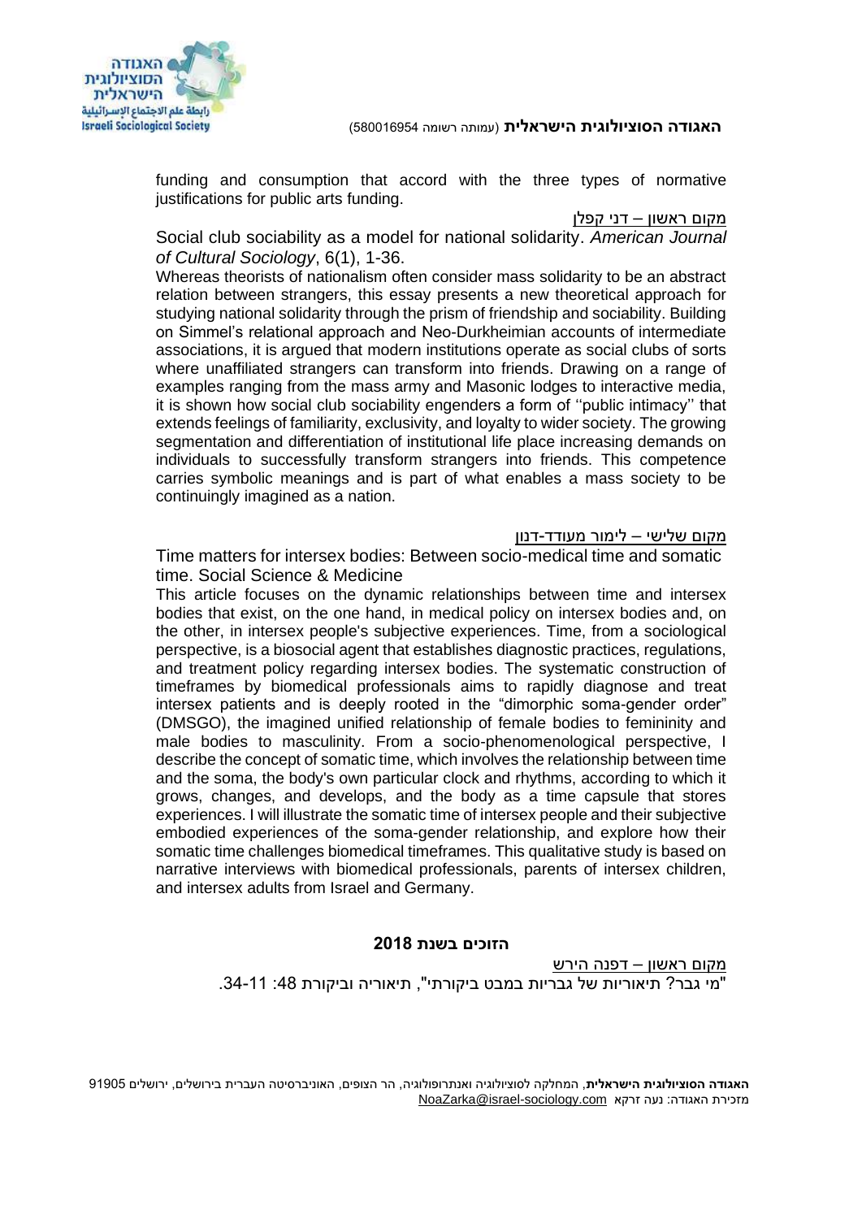funding and consumption that accord with the three types of normative justifications for public arts funding.

מקום ראשון – דני קפלן

Social club sociability as a model for national solidarity. *American Journal of Cultural Sociology*, 6(1), 1-36.

Whereas theorists of nationalism often consider mass solidarity to be an abstract relation between strangers, this essay presents a new theoretical approach for studying national solidarity through the prism of friendship and sociability. Building on Simmel's relational approach and Neo-Durkheimian accounts of intermediate associations, it is argued that modern institutions operate as social clubs of sorts where unaffiliated strangers can transform into friends. Drawing on a range of examples ranging from the mass army and Masonic lodges to interactive media, it is shown how social club sociability engenders a form of ''public intimacy'' that extends feelings of familiarity, exclusivity, and loyalty to wider society. The growing segmentation and differentiation of institutional life place increasing demands on individuals to successfully transform strangers into friends. This competence carries symbolic meanings and is part of what enables a mass society to be continuingly imagined as a nation.

מקום שלישי – לימור מעודד-דנון

Time matters for intersex bodies: Between socio-medical time and somatic time. Social Science & Medicine

This article focuses on the dynamic relationships between time and intersex bodies that exist, on the one hand, in medical policy on intersex bodies and, on the other, in intersex people's subjective experiences. Time, from a sociological perspective, is a biosocial agent that establishes diagnostic practices, regulations, and treatment policy regarding intersex bodies. The systematic construction of timeframes by biomedical professionals aims to rapidly diagnose and treat intersex patients and is deeply rooted in the "dimorphic soma-gender order" (DMSGO), the imagined unified relationship of female bodies to femininity and male bodies to masculinity. From a socio-phenomenological perspective, I describe the concept of somatic time, which involves the relationship between time and the soma, the body's own particular clock and rhythms, according to which it grows, changes, and develops, and the body as a time capsule that stores experiences. I will illustrate the somatic time of intersex people and their subjective embodied experiences of the soma-gender relationship, and explore how their somatic time challenges biomedical timeframes. This qualitative study is based on narrative interviews with biomedical professionals, parents of intersex children, and intersex adults from Israel and Germany.

## הזוכים בשנת 2018

מקום ראשון – דפנה הירש

"מי גבר? תיאוריות של גבריות במבט ביקורתי", תיאוריה וביקורת 48: 11-34.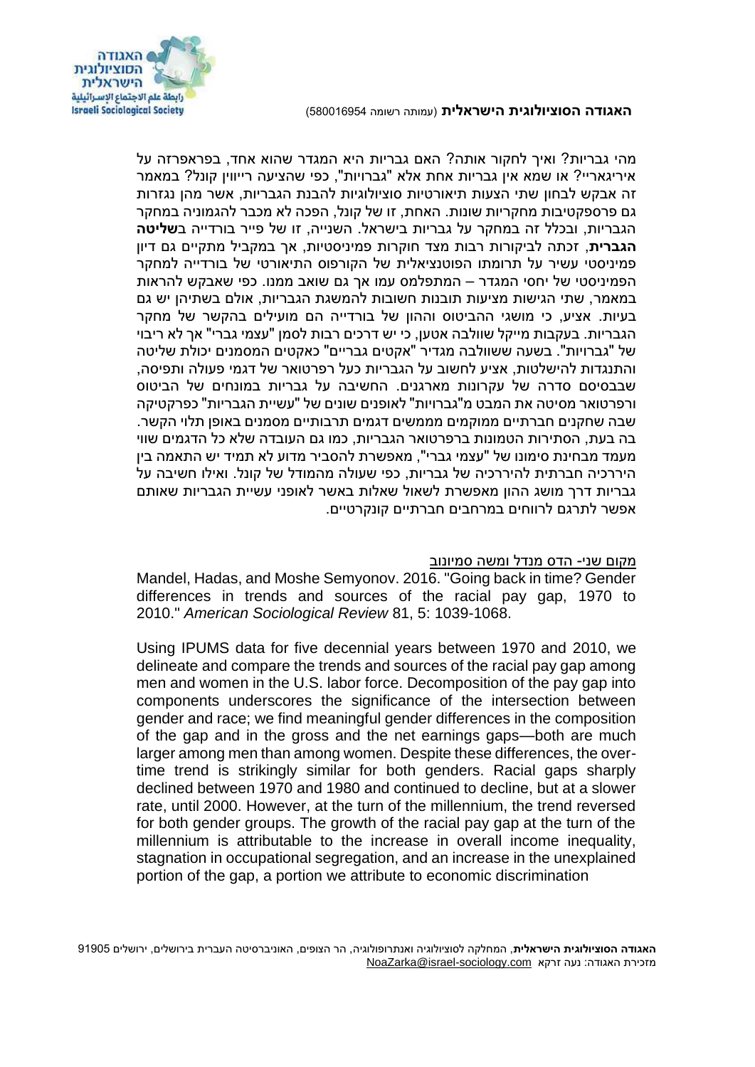מהי גבריות? ואיך לחקור אותה? האם גבריות היא המגדר שהוא אחד, בפראפרזה על איריגאריי? או שמא אין גבריות אחת אלא "גברויות", כפי שהציעה רייווין קונל? במאמר זה אבקש לבחון שתי הצעות תיאורטיות סוציולוגיות להבנת הגבריות, אשר מהן נגזרות גם פרספקטיבות מחקריות שונות. האחת, זו של קונל, הפכה לא מכבר להגמוניה במחקר הגבריות, ובכלל זה במחקר על גבריות בישראל. השנייה, זו של פייר בורדייה ב**שליטה הגברית**, זכתה לביקורות רבות מצד חוקרות פמיניסטיות, אך במקביל מתקיים גם דיון פמיניסטי עשיר על תרומתו הפוטנציאלית של הקורפוס התיאורטי של בורדייה למחקר הפמיניסטי של יחסי המגדר – המתפלמס עמו אך גם שואב ממנו. כפי שאבקש להראות במאמר, שתי הגישות מציעות תובנות חשובות להמשגת הגבריות, אולם בשתיהן יש גם בעיות. אציע, כי מושגי ההביטוס וההון של בורדייה הם מועילים בהקשר של מחקר הגבריות. בעקבות מייקל שוולבה אטען, כי יש דרכים רבות לסמן "עצמי גברי" אך לא ריבוי של "גברויות". בשעה ששוולבה מגדיר "אקטים גבריים" כאקטים המסמנים יכולת שליטה והתנגדות להישלטות, אציע לחשוב על הגבריות כעל רפרטואר של דגמי פעולה ותפיסה, שבבסיסם סדרה של עקרונות מארגנים. החשיבה על גבריות במונחים של הביטוס ורפרטואר מסיטה את המבט מ"גברויות" לאופנים שונים של "עשיית הגבריות" כפרקטיקה שבה שחקנים חברתיים ממוקמים מממשים דגמים תרבותיים מסמנים באופן תלוי הקשר. בה בעת, הסתירות הטמונות ברפרטואר הגבריות, כמו גם העובדה שלא כל הדגמים שווי מעמד מבחינת סימונו של "עצמי גברי", מאפשרת להסביר מדוע לא תמיד יש התאמה בין הירככיה חברתית להירככיה של גבריות, כפי שעולה מהמודל של קונל. ואילו חשיבה על גבריות דרך מושג ההון מאפשרת לשאול שאלות באשר לאופני עשיית הגבריות שאותם אפשר לתרגם לרווחים במרחבים חברתיים קונקרטיים.

<u>מקום שני- הדס מנדל ומשה סמיונוב</u>

Mandel, Hadas, and Moshe Semyonov. 2016. "Going back in time? Gender differences in trends and sources of the racial pay gap, 1970 to 2010." *American Sociological Review* 81, 5: 1039-1068.

Using IPUMS data for five decennial years between 1970 and 2010, we delineate and compare the trends and sources of the racial pay gap among men and women in the U.S. labor force. Decomposition of the pay gap into components underscores the significance of the intersection between gender and race; we find meaningful gender differences in the composition of the gap and in the gross and the net earnings gaps—both are much larger among men than among women. Despite these differences, the over-time trend is strikingly similar for both genders. Racial gaps sharply declined between 1970 and 1980 and continued to decline, but at a slower rate, until 2000. However, at the turn of the millennium, the trend reversed for both gender groups. The growth of the racial pay gap at the turn of the millennium is attributable to the increase in overall income inequality, stagnation in occupational segregation, and an increase in the unexplained portion of the gap, a portion we attribute to economic discrimination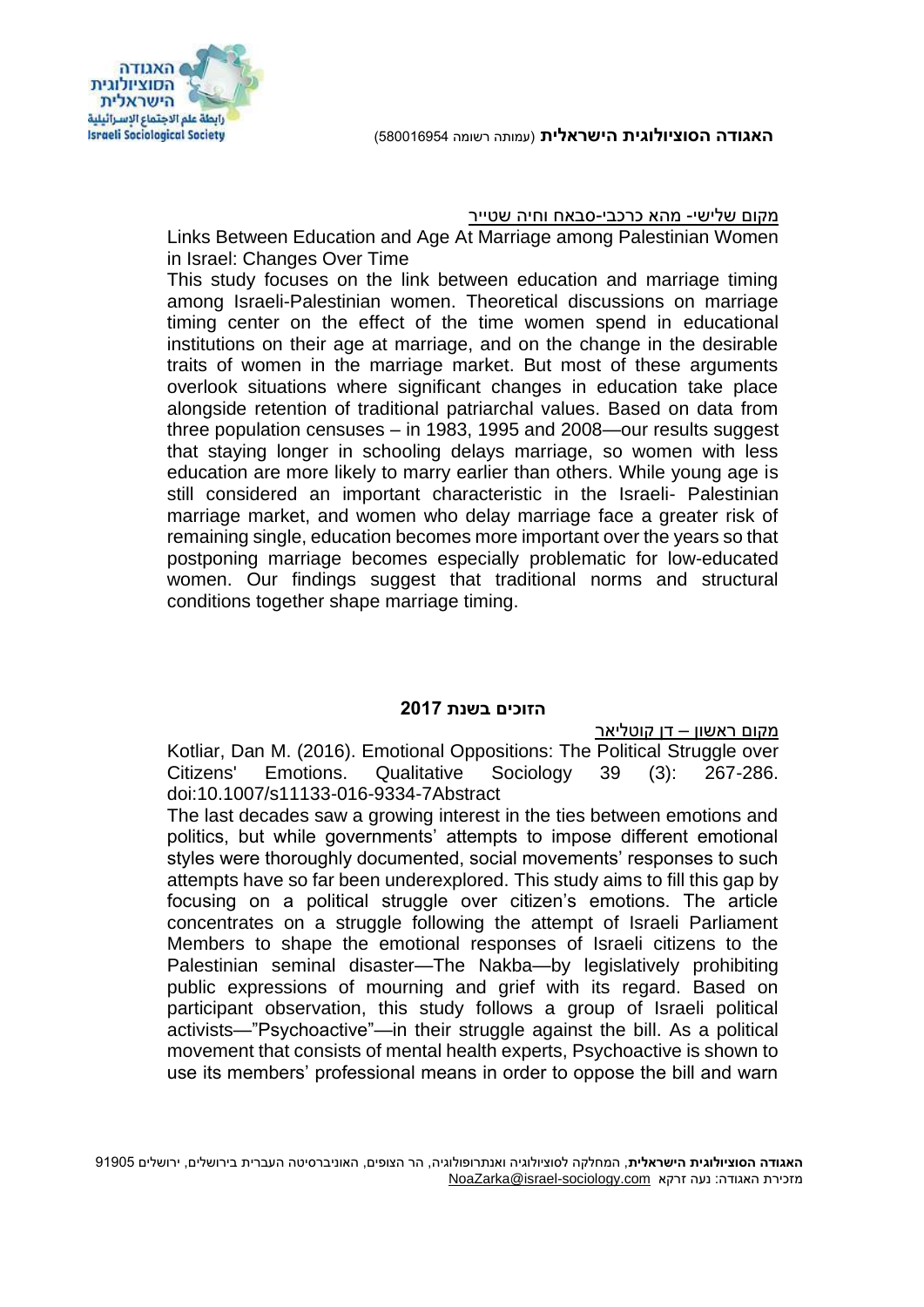מקום שלישי- מהא כרכבי-סבאח וחיה שטייר

Links Between Education and Age At Marriage among Palestinian Women in Israel: Changes Over Time

This study focuses on the link between education and marriage timing among Israeli-Palestinian women. Theoretical discussions on marriage timing center on the effect of the time women spend in educational institutions on their age at marriage, and on the change in the desirable traits of women in the marriage market. But most of these arguments overlook situations where significant changes in education take place alongside retention of traditional patriarchal values. Based on data from three population censuses – in 1983, 1995 and 2008—our results suggest that staying longer in schooling delays marriage, so women with less education are more likely to marry earlier than others. While young age is still considered an important characteristic in the Israeli- Palestinian marriage market, and women who delay marriage face a greater risk of remaining single, education becomes more important over the years so that postponing marriage becomes especially problematic for low-educated women. Our findings suggest that traditional norms and structural conditions together shape marriage timing.

## הזוכים בשנת 2017

מקום ראשון – דן קוטליאר

Kotliar, Dan M. (2016). Emotional Oppositions: The Political Struggle over Citizens' Emotions. Qualitative Sociology 39 (3): 267-286. doi:10.1007/s11133-016-9334-7Abstract

The last decades saw a growing interest in the ties between emotions and politics, but while governments' attempts to impose different emotional styles were thoroughly documented, social movements' responses to such attempts have so far been underexplored. This study aims to fill this gap by focusing on a political struggle over citizen's emotions. The article concentrates on a struggle following the attempt of Israeli Parliament Members to shape the emotional responses of Israeli citizens to the Palestinian seminal disaster—The Nakba—by legislatively prohibiting public expressions of mourning and grief with its regard. Based on participant observation, this study follows a group of Israeli political activists—"Psychoactive"—in their struggle against the bill. As a political movement that consists of mental health experts, Psychoactive is shown to use its members' professional means in order to oppose the bill and warn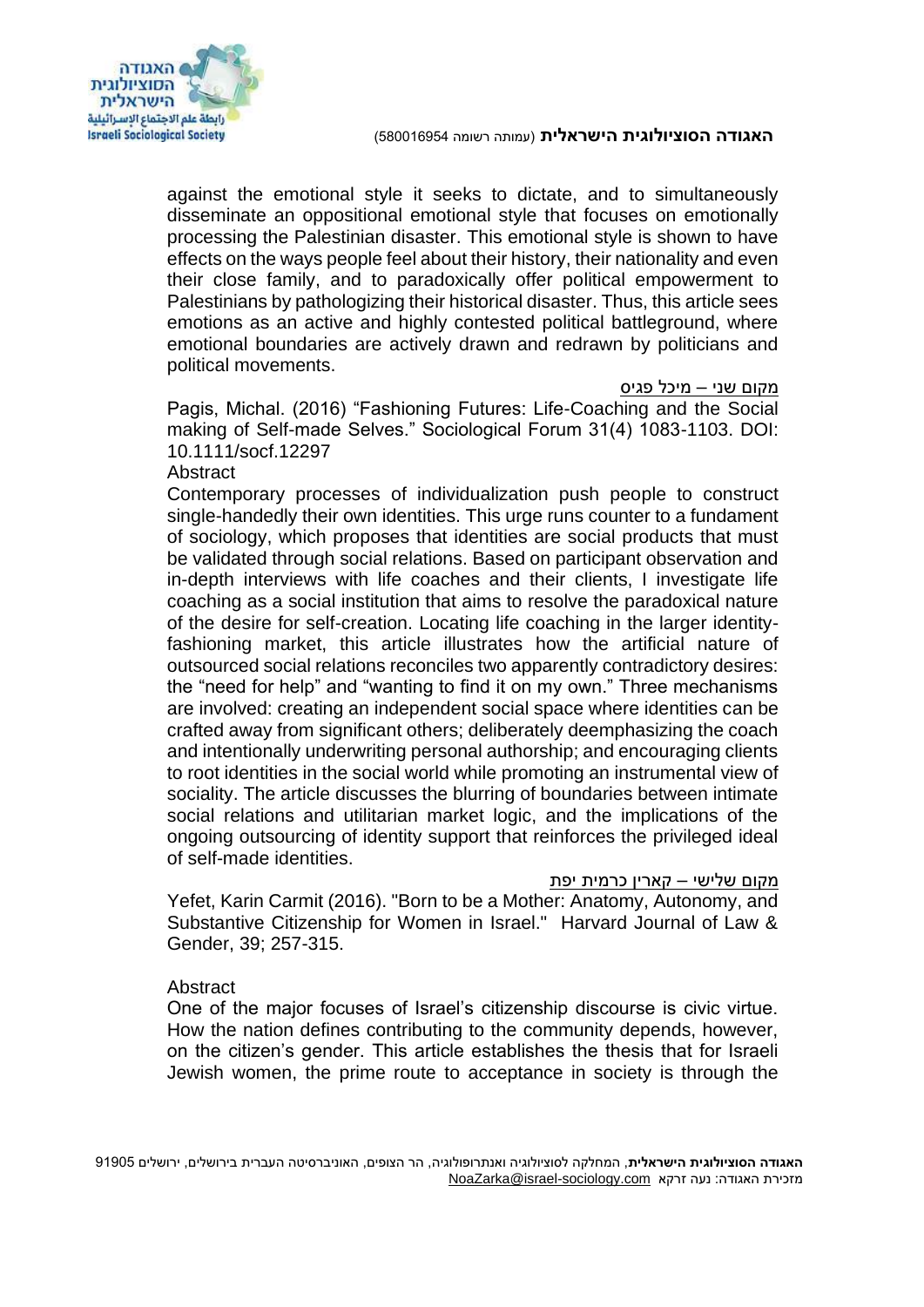against the emotional style it seeks to dictate, and to simultaneously disseminate an oppositional emotional style that focuses on emotionally processing the Palestinian disaster. This emotional style is shown to have effects on the ways people feel about their history, their nationality and even their close family, and to paradoxically offer political empowerment to Palestinians by pathologizing their historical disaster. Thus, this article sees emotions as an active and highly contested political battleground, where emotional boundaries are actively drawn and redrawn by politicians and political movements.

מקום שני – מיכל פגיס

Pagis, Michal. (2016) "Fashioning Futures: Life-Coaching and the Social making of Self-made Selves." Sociological Forum 31(4) 1083-1103. DOI: 10.1111/socf.12297

Abstract

Contemporary processes of individualization push people to construct single-handedly their own identities. This urge runs counter to a fundament of sociology, which proposes that identities are social products that must be validated through social relations. Based on participant observation and in-depth interviews with life coaches and their clients, I investigate life coaching as a social institution that aims to resolve the paradoxical nature of the desire for self-creation. Locating life coaching in the larger identity-fashioning market, this article illustrates how the artificial nature of outsourced social relations reconciles two apparently contradictory desires: the "need for help" and "wanting to find it on my own." Three mechanisms are involved: creating an independent social space where identities can be crafted away from significant others; deliberately deemphasizing the coach and intentionally underwriting personal authorship; and encouraging clients to root identities in the social world while promoting an instrumental view of sociality. The article discusses the blurring of boundaries between intimate social relations and utilitarian market logic, and the implications of the ongoing outsourcing of identity support that reinforces the privileged ideal of self-made identities.

מקום שלישי – קארין כרמית יפת

Yefet, Karin Carmit (2016). "Born to be a Mother: Anatomy, Autonomy, and Substantive Citizenship for Women in Israel." Harvard Journal of Law & Gender, 39; 257-315.

Abstract

One of the major focuses of Israel's citizenship discourse is civic virtue. How the nation defines contributing to the community depends, however, on the citizen's gender. This article establishes the thesis that for Israeli Jewish women, the prime route to acceptance in society is through the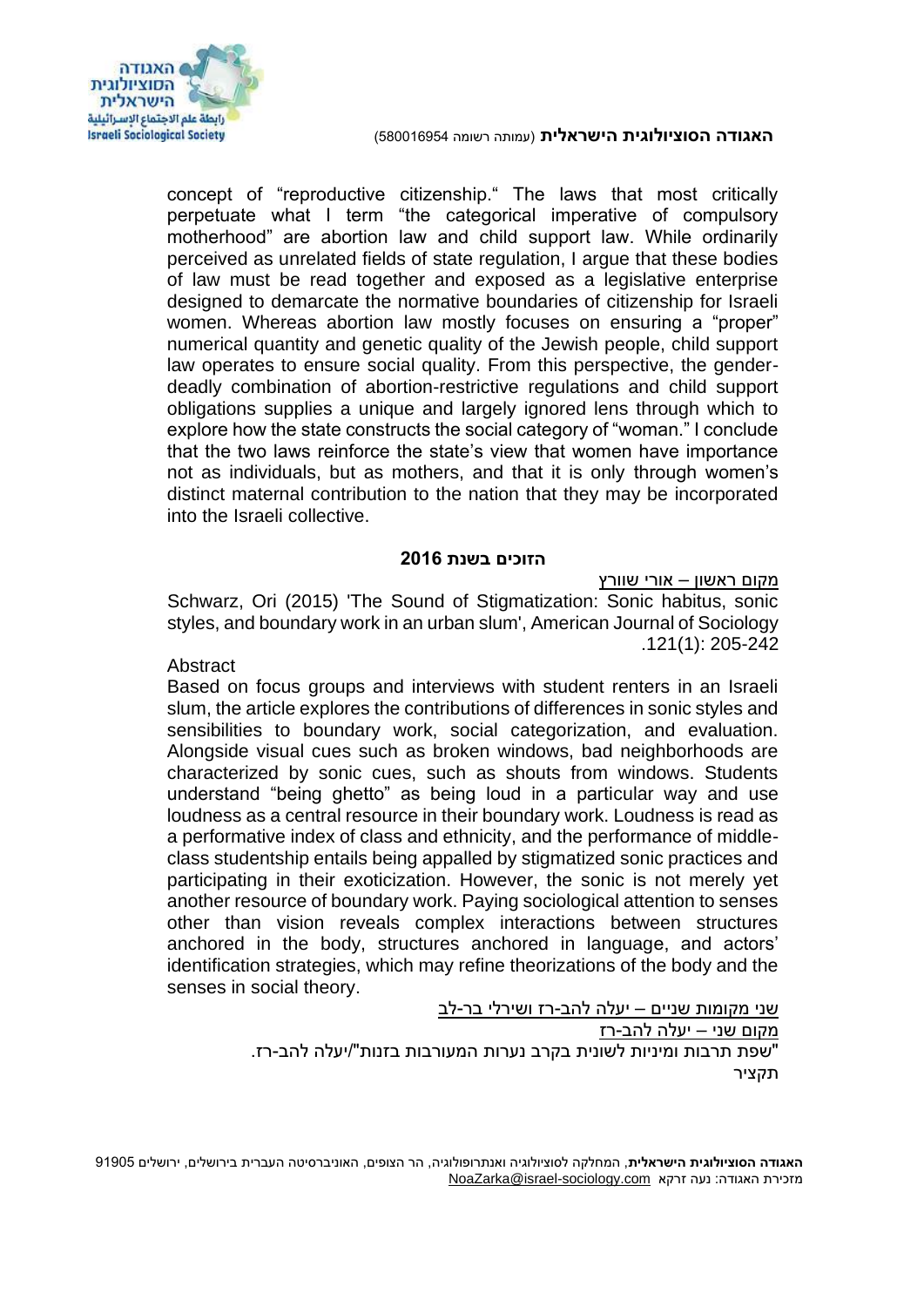concept of "reproductive citizenship." The laws that most critically perpetuate what I term "the categorical imperative of compulsory motherhood" are abortion law and child support law. While ordinarily perceived as unrelated fields of state regulation, I argue that these bodies of law must be read together and exposed as a legislative enterprise designed to demarcate the normative boundaries of citizenship for Israeli women. Whereas abortion law mostly focuses on ensuring a "proper" numerical quantity and genetic quality of the Jewish people, child support law operates to ensure social quality. From this perspective, the gender-deadly combination of abortion-restrictive regulations and child support obligations supplies a unique and largely ignored lens through which to explore how the state constructs the social category of "woman." I conclude that the two laws reinforce the state's view that women have importance not as individuals, but as mothers, and that it is only through women's distinct maternal contribution to the nation that they may be incorporated into the Israeli collective.

### הזוכים בשנת 2016

מקום ראשון – אורי שוורץ

Schwarz, Ori (2015) 'The Sound of Stigmatization: Sonic habitus, sonic styles, and boundary work in an urban slum', American Journal of Sociology 121(1): 205-242.

Abstract

Based on focus groups and interviews with student renters in an Israeli slum, the article explores the contributions of differences in sonic styles and sensibilities to boundary work, social categorization, and evaluation. Alongside visual cues such as broken windows, bad neighborhoods are characterized by sonic cues, such as shouts from windows. Students understand "being ghetto" as being loud in a particular way and use loudness as a central resource in their boundary work. Loudness is read as a performative index of class and ethnicity, and the performance of middle-class studentship entails being appalled by stigmatized sonic practices and participating in their exoticization. However, the sonic is not merely yet another resource of boundary work. Paying sociological attention to senses other than vision reveals complex interactions between structures anchored in the body, structures anchored in language, and actors' identification strategies, which may refine theorizations of the body and the senses in social theory.

שני מקומות שניים – יעלה להב-רז ושירלי בר-לב

מקום שני – יעלה להב-רז

"שפת תרבות ומיניות לשונית בקרב נערות המעורבות בזנות"/יעלה להב-רז.

תקציר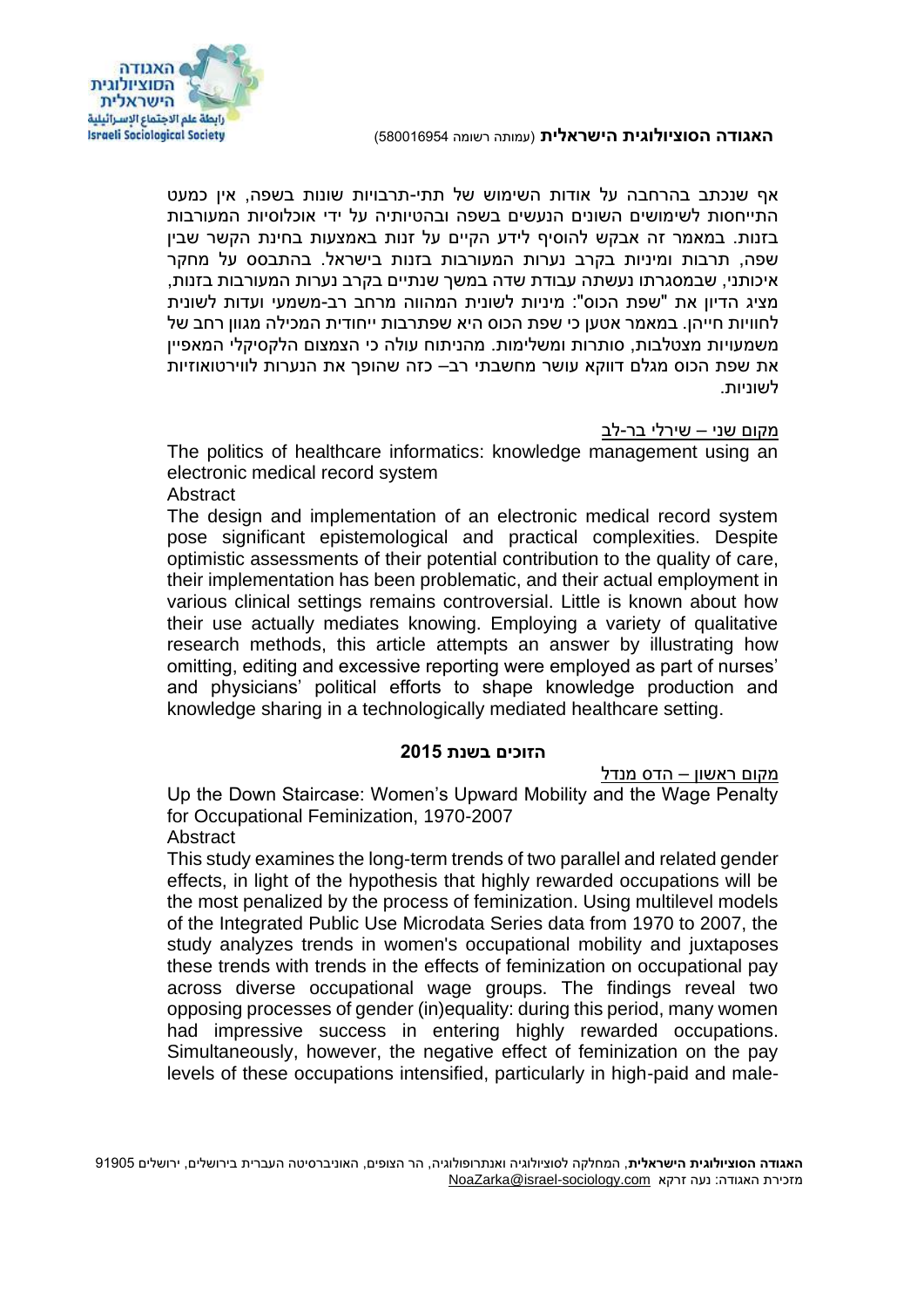אף שנכתב בהרחבה על אודות השימוש של תתי-תרבויות שונות בשפה, אין כמעט התייחסות לשימושים השונים הנעשים בשפה ובהטיותיה על ידי אוכלוסיות המעורבות בזנות. במאמר זה אבקש להוסיף לידע הקיים על זנות באמצעות בחינת הקשר שבין שפה, תרבות ומיניות בקרב נערות המעורבות בזנות בישראל. בהתבסס על מחקר איכותני, שבמסגרתו נעשתה עבודת שדה במשך שנתיים בקרב נערות המעורבות בזנות, מציג הדיון את "שפת הכוס": מיניות לשונית המהווה מרחב רב-משמעי ועדות לשונית לחוויות חייהן. במאמר אטען כי שפת הכוס היא שפתרבות ייחודית המכילה מגוון רחב של משמעויות מצטלבות, סותרות ומשלימות. מהניתוח עולה כי הצמצום הלקסיקלי המאפיין את שפת הכוס מגלם דווקא עושר מחשבתי רב– כזה שהופך את הנערות לווירטואוזיות לשוניות.

מקום שני – שירלי בר-לב

The politics of healthcare informatics: knowledge management using an electronic medical record system

Abstract

The design and implementation of an electronic medical record system pose significant epistemological and practical complexities. Despite optimistic assessments of their potential contribution to the quality of care, their implementation has been problematic, and their actual employment in various clinical settings remains controversial. Little is known about how their use actually mediates knowing. Employing a variety of qualitative research methods, this article attempts an answer by illustrating how omitting, editing and excessive reporting were employed as part of nurses' and physicians' political efforts to shape knowledge production and knowledge sharing in a technologically mediated healthcare setting.

### הזוכים בשנת 2015

מקום ראשון – הדס מנדל

Up the Down Staircase: Women's Upward Mobility and the Wage Penalty for Occupational Feminization, 1970-2007

Abstract

This study examines the long-term trends of two parallel and related gender effects, in light of the hypothesis that highly rewarded occupations will be the most penalized by the process of feminization. Using multilevel models of the Integrated Public Use Microdata Series data from 1970 to 2007, the study analyzes trends in women's occupational mobility and juxtaposes these trends with trends in the effects of feminization on occupational pay across diverse occupational wage groups. The findings reveal two opposing processes of gender (in)equality: during this period, many women had impressive success in entering highly rewarded occupations. Simultaneously, however, the negative effect of feminization on the pay levels of these occupations intensified, particularly in high-paid and male-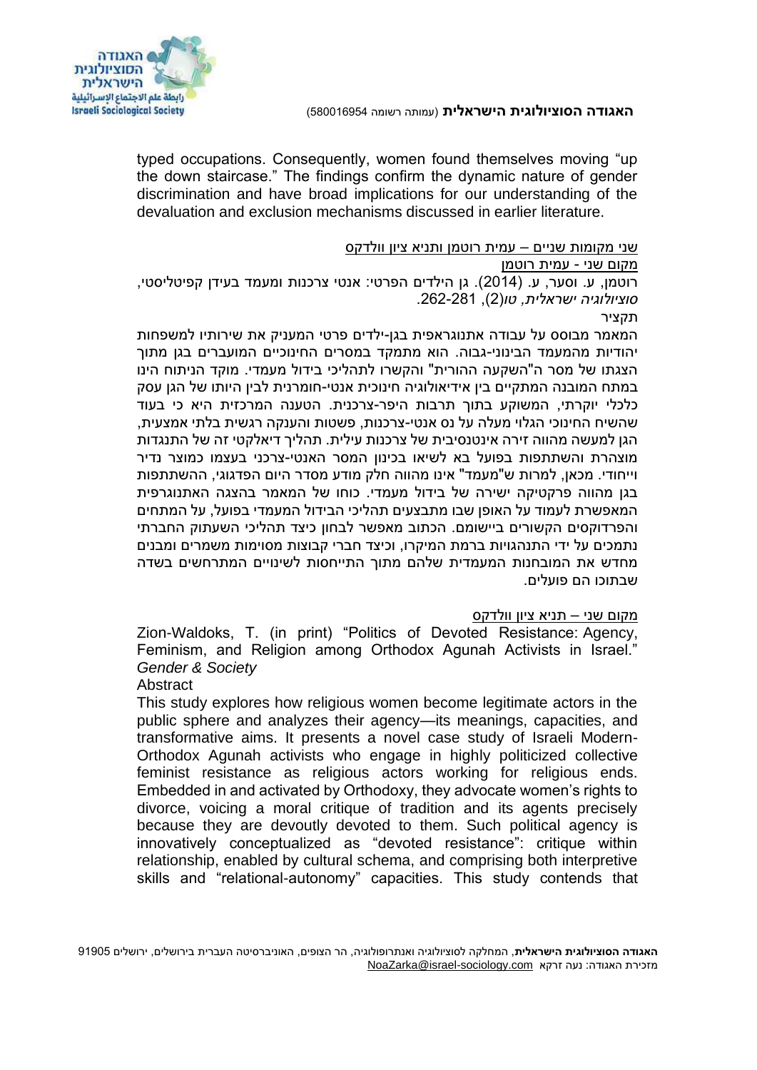typed occupations. Consequently, women found themselves moving “up the down staircase.” The findings confirm the dynamic nature of gender discrimination and have broad implications for our understanding of the devaluation and exclusion mechanisms discussed in earlier literature.

<u>שני מקומות שניים – עמית רוטמן ותניא ציון וולדקס</u>

<u>מקום שני - עמית רוטמן</u>

רוטמן, ע. וסער, ע. (2014). גן הילדים הפרטי: אנטי צרכנות ומעמד בעידן קפיטליסטי, *סוציולוגיה ישראלית, טו*(2), 281-262.

תקציר

המאמר מבוסס על עבודה אתנוגראפית בגן-ילדים פרטי המעניק את שירותיו למשפחות יהודיות מהמעמד הבינוני-גבוה. הוא מתמקד במסרים החינוכיים המועברים בגן מתוך הצגתו של מסר ה"השקעה ההורית" והקשרו לתהליכי בידול מעמדי. מוקד הניתוח הינו במתח המובנה המתקיים בין אידיאולוגיה חינוכית אנטי-חומרנית לבין היותו של הגן עסק כלכלי יוקרתי, המשוקע בתוך תרבות היפר-צרכנית. הטענה המרכזית היא כי בעוד שהשיח החינוכי הגלוי מעלה על נס אנטי-צרכנות, פשטות והענקה רגשית בלתי אמצעית, הגן למעשה מהווה זירה אינטנסיבית של צרכנות עילית. תהליך דיאלקטי זה של התנגדות מוצהרת והשתתפות בפועל בא לשיאו בכינון המסר האנטי-צרכני בעצמו כמוצר נדיר וייחודי. מכאן, למרות ש"מעמד" אינו מהווה חלק מודע מסדר היום הפדגוגי, ההשתתפות בגן מהווה פרקטיקה ישירה של בידול מעמדי. כוחו של המאמר בהצגה האתנוגרפית המאפשרת לעמוד על האופן שבו מתבצעים תהליכי הבידול המעמדי בפועל, על המתחים והפרדוקסים הקשורים ביישומם. הכתוב מאפשר לבחון כיצד תהליכי השעתוק החברתי נתמכים על ידי התנהגויות ברמת המיקרו, וכיצד חברי קבוצות מסוימות משמרים ומבנים מחדש את המובחנות המעמדית שלהם מתוך התייחסות לשינויים המתרחשים בשדה שבתוכו הם פועלים.

<u>מקום שני – תניא ציון וולדקס</u>

Zion-Waldoks, T. (in print) “Politics of Devoted Resistance: Agency, Feminism, and Religion among Orthodox Agunah Activists in Israel.” *Gender & Society*

Abstract

This study explores how religious women become legitimate actors in the public sphere and analyzes their agency—its meanings, capacities, and transformative aims. It presents a novel case study of Israeli Modern-Orthodox Agunah activists who engage in highly politicized collective feminist resistance as religious actors working for religious ends. Embedded in and activated by Orthodoxy, they advocate women’s rights to divorce, voicing a moral critique of tradition and its agents precisely because they are devoutly devoted to them. Such political agency is innovatively conceptualized as “devoted resistance”: critique within relationship, enabled by cultural schema, and comprising both interpretive skills and “relational-autonomy” capacities. This study contends that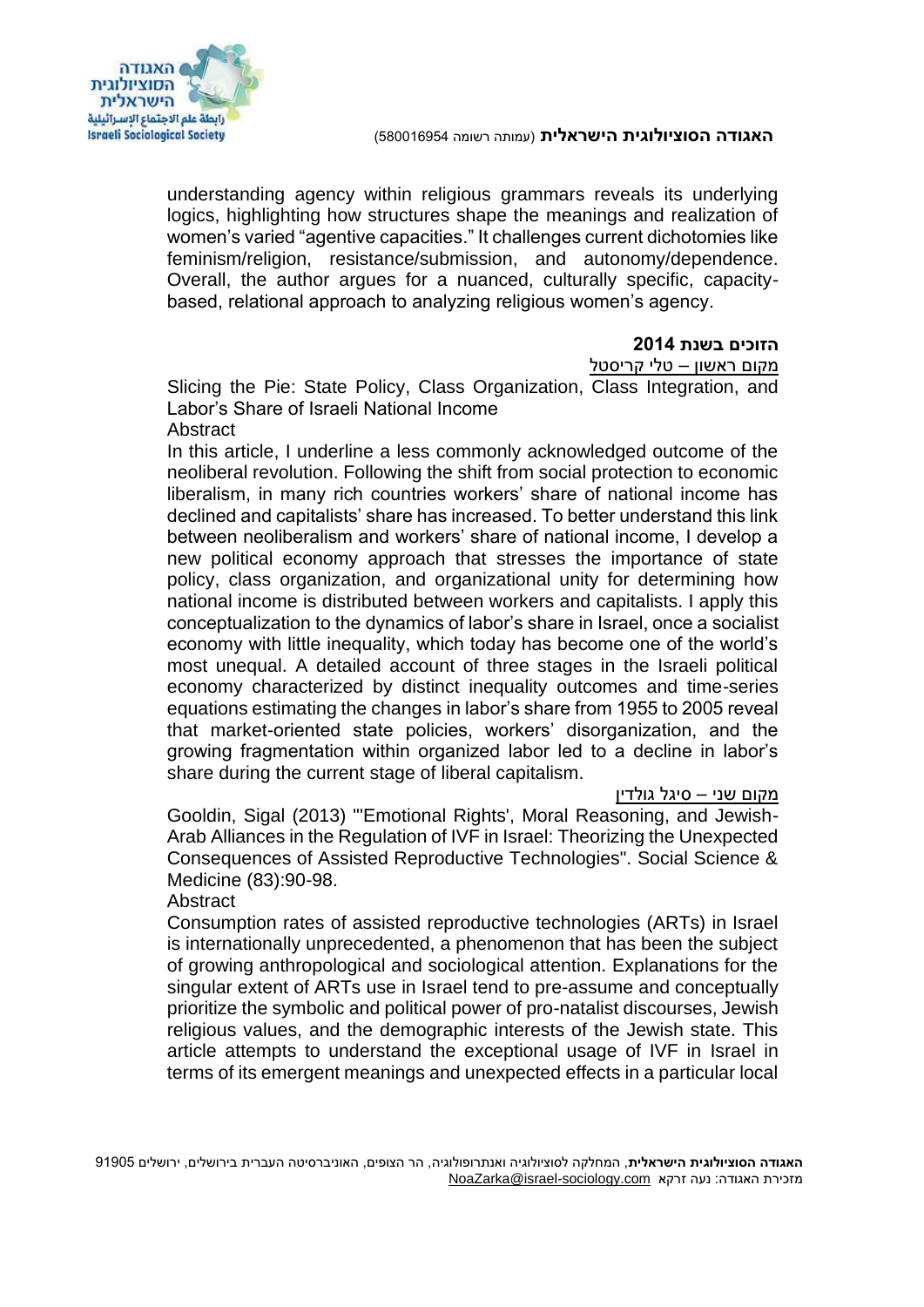understanding agency within religious grammars reveals its underlying logics, highlighting how structures shape the meanings and realization of women's varied "agentive capacities." It challenges current dichotomies like feminism/religion, resistance/submission, and autonomy/dependence. Overall, the author argues for a nuanced, culturally specific, capacity-based, relational approach to analyzing religious women's agency.

**הזוכים בשנת 2014**

מקום ראשון – טלי קריסטל

Slicing the Pie: State Policy, Class Organization, Class Integration, and Labor's Share of Israeli National Income

Abstract

In this article, I underline a less commonly acknowledged outcome of the neoliberal revolution. Following the shift from social protection to economic liberalism, in many rich countries workers' share of national income has declined and capitalists' share has increased. To better understand this link between neoliberalism and workers' share of national income, I develop a new political economy approach that stresses the importance of state policy, class organization, and organizational unity for determining how national income is distributed between workers and capitalists. I apply this conceptualization to the dynamics of labor's share in Israel, once a socialist economy with little inequality, which today has become one of the world's most unequal. A detailed account of three stages in the Israeli political economy characterized by distinct inequality outcomes and time-series equations estimating the changes in labor's share from 1955 to 2005 reveal that market-oriented state policies, workers' disorganization, and the growing fragmentation within organized labor led to a decline in labor's share during the current stage of liberal capitalism.

מקום שני – סיגל גולדין

Gooldin, Sigal (2013) "'Emotional Rights', Moral Reasoning, and Jewish-Arab Alliances in the Regulation of IVF in Israel: Theorizing the Unexpected Consequences of Assisted Reproductive Technologies". Social Science & Medicine (83):90-98.

Abstract

Consumption rates of assisted reproductive technologies (ARTs) in Israel is internationally unprecedented, a phenomenon that has been the subject of growing anthropological and sociological attention. Explanations for the singular extent of ARTs use in Israel tend to pre-assume and conceptually prioritize the symbolic and political power of pro-natalist discourses, Jewish religious values, and the demographic interests of the Jewish state. This article attempts to understand the exceptional usage of IVF in Israel in terms of its emergent meanings and unexpected effects in a particular local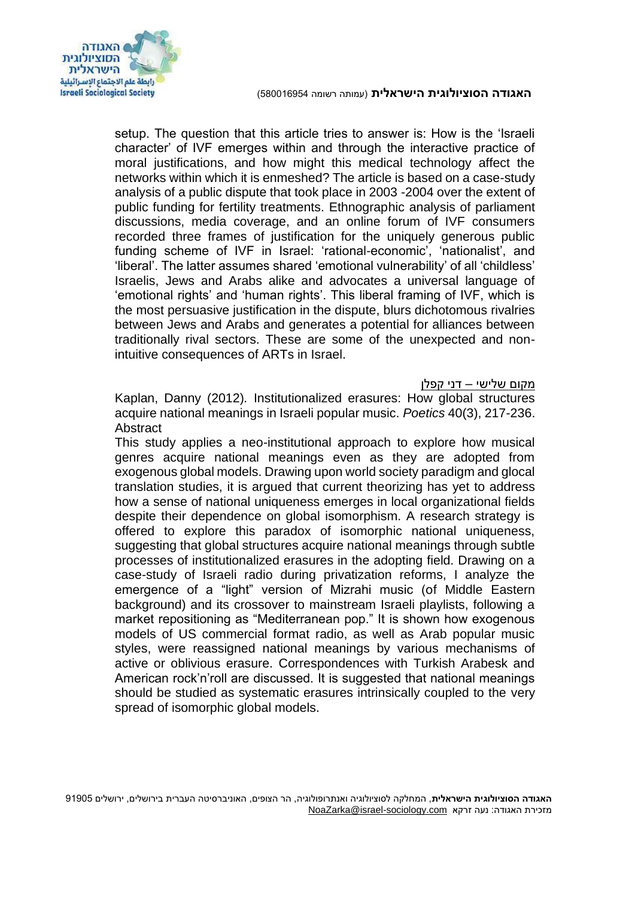setup. The question that this article tries to answer is: How is the 'Israeli character' of IVF emerges within and through the interactive practice of moral justifications, and how might this medical technology affect the networks within which it is enmeshed? The article is based on a case-study analysis of a public dispute that took place in 2003 -2004 over the extent of public funding for fertility treatments. Ethnographic analysis of parliament discussions, media coverage, and an online forum of IVF consumers recorded three frames of justification for the uniquely generous public funding scheme of IVF in Israel: 'rational-economic', 'nationalist', and 'liberal'. The latter assumes shared 'emotional vulnerability' of all 'childless' Israelis, Jews and Arabs alike and advocates a universal language of 'emotional rights' and 'human rights'. This liberal framing of IVF, which is the most persuasive justification in the dispute, blurs dichotomous rivalries between Jews and Arabs and generates a potential for alliances between traditionally rival sectors. These are some of the unexpected and non-intuitive consequences of ARTs in Israel.

מקום שלישי – דני קפלן

Kaplan, Danny (2012). Institutionalized erasures: How global structures acquire national meanings in Israeli popular music. *Poetics* 40(3), 217-236.

Abstract

This study applies a neo-institutional approach to explore how musical genres acquire national meanings even as they are adopted from exogenous global models. Drawing upon world society paradigm and glocal translation studies, it is argued that current theorizing has yet to address how a sense of national uniqueness emerges in local organizational fields despite their dependence on global isomorphism. A research strategy is offered to explore this paradox of isomorphic national uniqueness, suggesting that global structures acquire national meanings through subtle processes of institutionalized erasures in the adopting field. Drawing on a case-study of Israeli radio during privatization reforms, I analyze the emergence of a "light" version of Mizrahi music (of Middle Eastern background) and its crossover to mainstream Israeli playlists, following a market repositioning as "Mediterranean pop." It is shown how exogenous models of US commercial format radio, as well as Arab popular music styles, were reassigned national meanings by various mechanisms of active or oblivious erasure. Correspondences with Turkish Arabesk and American rock'n'roll are discussed. It is suggested that national meanings should be studied as systematic erasures intrinsically coupled to the very spread of isomorphic global models.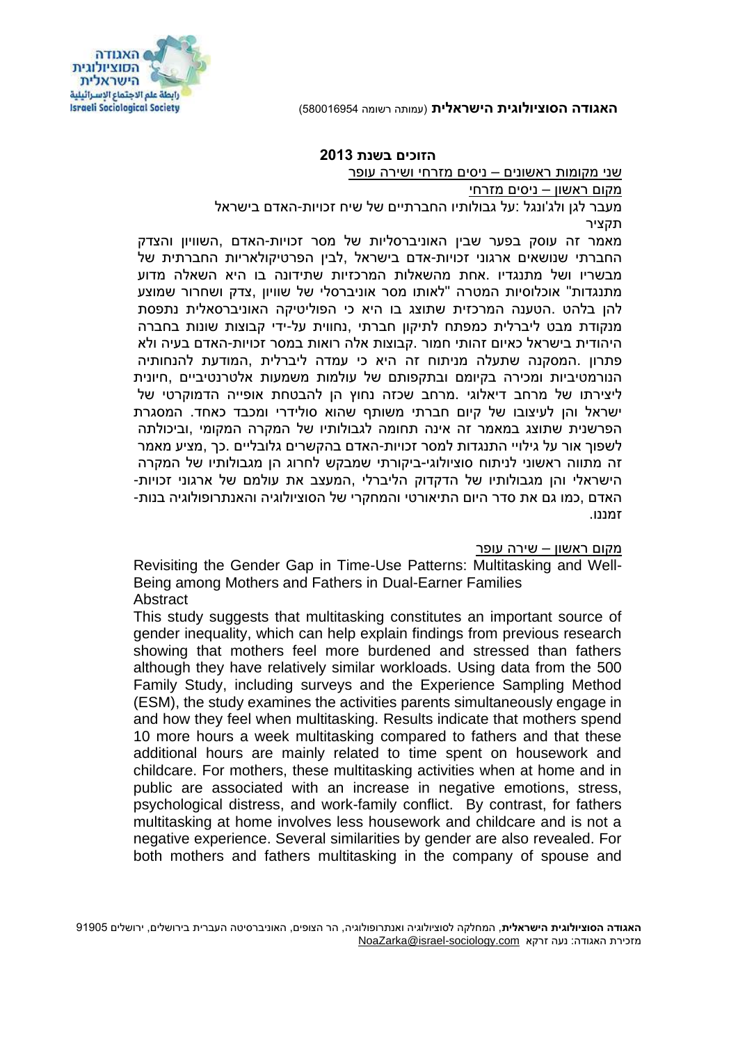**האגודה הסוציולוגית הישראלית** (עמותה רשומה 580016954)

## הזוכים בשנת 2013

שני מקומות ראשונים – ניסים מזרחי ושירה עופר

מקום ראשון – ניסים מזרחי

מעבר לגן ולג'ונגל :על גבולותיו החברתיים של שיח זכויות-האדם בישראל

תקציר

מאמר זה עוסק בפער שבין האוניברסליות של מסר זכויות-האדם ,השוויון והצדק החברתי שנושאים ארגוני זכויות-אדם בישראל ,לבין הפרטיקולאריות החברתית של מבשריו ושל מתנגדיו .אחת מהשאלות המרכזיות שתידונה בו היא השאלה מדוע מתנגדות" אוכלוסיות המטרה "לאותו מסר אוניברסלי של שוויון ,צדק ושחרור שמוצע להן בלהט .הטענה המרכזית שתוצג בו היא כי הפוליטיקה האוניברסאלית נתפסת מנקודת מבט ליברלית כמפתח לתיקון חברתי ,נחווית על-ידי קבוצות שונות בחברה היהודית בישראל כאיום זהותי חמור .קבוצות אלה רואות במסר זכויות-האדם בעיה ולא פתרון .המסקנה שתעלה מניתוח זה היא כי עמדה ליברלית ,המודעת להנחותיה הנורמטיביות ומכירה בקיומם ובתקפותם של עולמות משמעות אלטרנטיביים ,חיונית ליצירתו של מרחב דיאלוגי .מרחב שכזה נחוץ הן להבטחת אופייה הדמוקרטי של ישראל והן לעיצובו של קיום חברתי משותף שהוא סולידרי ומכבד כאחד. המסגרת הפרשנית שתוצג במאמר זה אינה תחומה לגבולותיו של המקרה המקומי ,וביכולתה לשפוך אור על גילויי התנגדות למסר זכויות-האדם בהקשרים גלובליים .כך ,מציע מאמר זה מתווה ראשוני לניתוח סוציולוגי-ביקורתי שמבקש לחרוג הן מגבולותיו של המקרה הישראלי והן מגבולותיו של הדקדוק הליברלי ,המעצב את עולמם של ארגוני זכויות-האדם ,כמו גם את סדר היום התיאורטי והמחקרי של הסוציולוגיה והאנתרופולוגיה בנות-זמננו.

מקום ראשון – שירה עופר

Revisiting the Gender Gap in Time-Use Patterns: Multitasking and Well-Being among Mothers and Fathers in Dual-Earner Families

Abstract

This study suggests that multitasking constitutes an important source of gender inequality, which can help explain findings from previous research showing that mothers feel more burdened and stressed than fathers although they have relatively similar workloads. Using data from the 500 Family Study, including surveys and the Experience Sampling Method (ESM), the study examines the activities parents simultaneously engage in and how they feel when multitasking. Results indicate that mothers spend 10 more hours a week multitasking compared to fathers and that these additional hours are mainly related to time spent on housework and childcare. For mothers, these multitasking activities when at home and in public are associated with an increase in negative emotions, stress, psychological distress, and work-family conflict. By contrast, for fathers multitasking at home involves less housework and childcare and is not a negative experience. Several similarities by gender are also revealed. For both mothers and fathers multitasking in the company of spouse and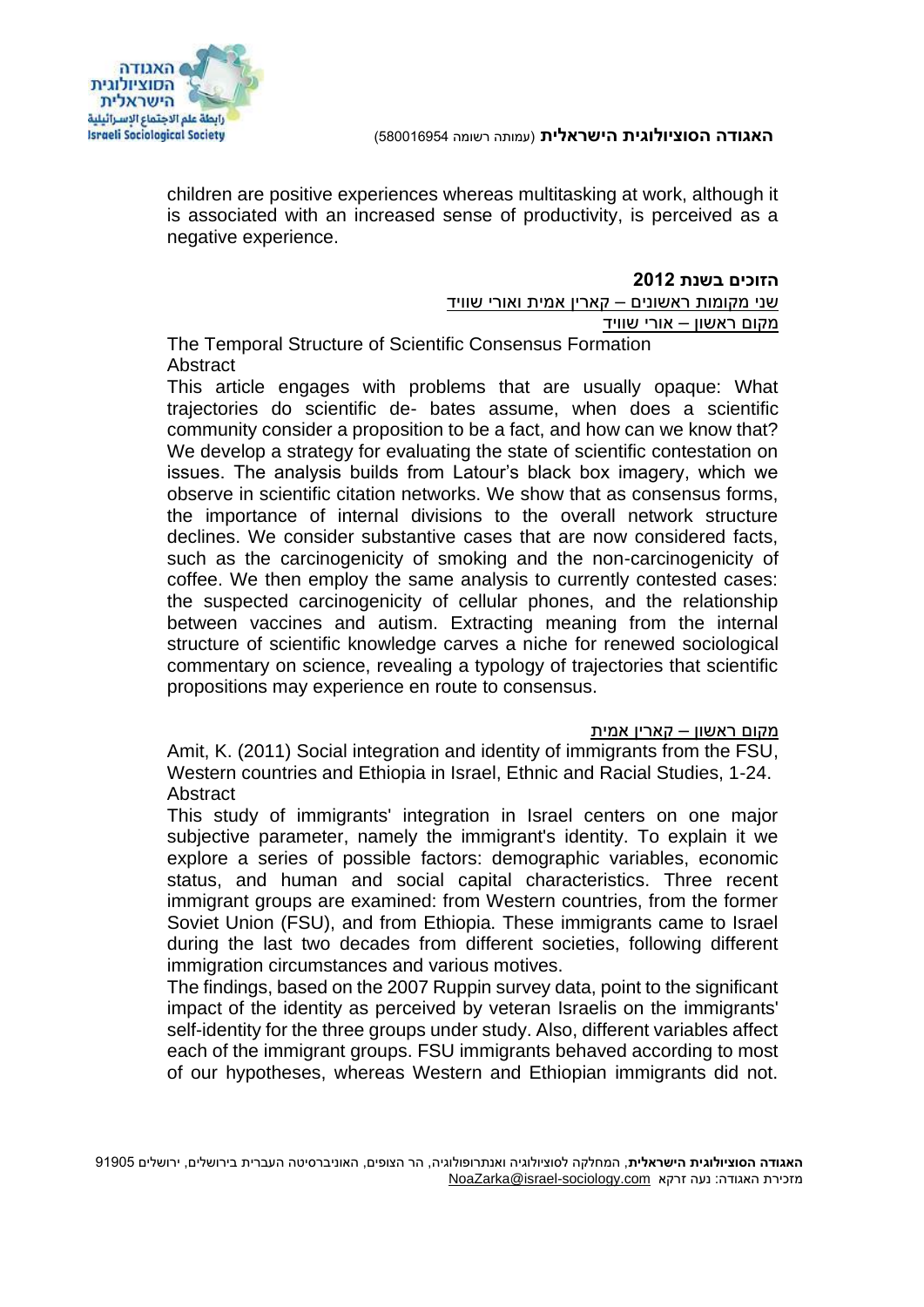children are positive experiences whereas multitasking at work, although it is associated with an increased sense of productivity, is perceived as a negative experience.

**הזוכים בשנת 2012**

<u>שני מקומות ראשונים – קארין אמית ואורי שוויד</u>

<u>מקום ראשון – אורי שוויד</u>

The Temporal Structure of Scientific Consensus Formation

Abstract

This article engages with problems that are usually opaque: What trajectories do scientific de- bates assume, when does a scientific community consider a proposition to be a fact, and how can we know that? We develop a strategy for evaluating the state of scientific contestation on issues. The analysis builds from Latour's black box imagery, which we observe in scientific citation networks. We show that as consensus forms, the importance of internal divisions to the overall network structure declines. We consider substantive cases that are now considered facts, such as the carcinogenicity of smoking and the non-carcinogenicity of coffee. We then employ the same analysis to currently contested cases: the suspected carcinogenicity of cellular phones, and the relationship between vaccines and autism. Extracting meaning from the internal structure of scientific knowledge carves a niche for renewed sociological commentary on science, revealing a typology of trajectories that scientific propositions may experience en route to consensus.

<u>מקום ראשון – קארין אמית</u>

Amit, K. (2011) Social integration and identity of immigrants from the FSU, Western countries and Ethiopia in Israel, Ethnic and Racial Studies, 1-24.

Abstract

This study of immigrants' integration in Israel centers on one major subjective parameter, namely the immigrant's identity. To explain it we explore a series of possible factors: demographic variables, economic status, and human and social capital characteristics. Three recent immigrant groups are examined: from Western countries, from the former Soviet Union (FSU), and from Ethiopia. These immigrants came to Israel during the last two decades from different societies, following different immigration circumstances and various motives.

The findings, based on the 2007 Ruppin survey data, point to the significant impact of the identity as perceived by veteran Israelis on the immigrants' self-identity for the three groups under study. Also, different variables affect each of the immigrant groups. FSU immigrants behaved according to most of our hypotheses, whereas Western and Ethiopian immigrants did not.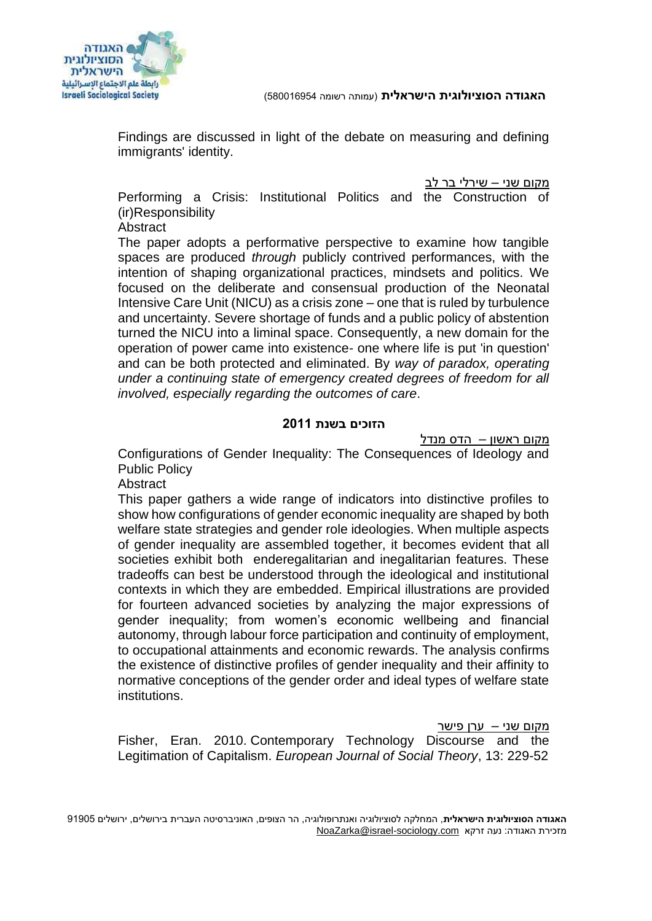Findings are discussed in light of the debate on measuring and defining immigrants' identity.

מקום שני – שירלי בר לב

Performing a Crisis: Institutional Politics and the Construction of (ir)Responsibility

Abstract

The paper adopts a performative perspective to examine how tangible spaces are produced *through* publicly contrived performances, with the intention of shaping organizational practices, mindsets and politics. We focused on the deliberate and consensual production of the Neonatal Intensive Care Unit (NICU) as a crisis zone – one that is ruled by turbulence and uncertainty. Severe shortage of funds and a public policy of abstention turned the NICU into a liminal space. Consequently, a new domain for the operation of power came into existence- one where life is put 'in question' and can be both protected and eliminated. By *way of paradox, operating under a continuing state of emergency created degrees of freedom for all involved, especially regarding the outcomes of care*.

## הזוכים בשנת 2011

מקום ראשון – הדס מנדל

Configurations of Gender Inequality: The Consequences of Ideology and Public Policy

Abstract

This paper gathers a wide range of indicators into distinctive profiles to show how configurations of gender economic inequality are shaped by both welfare state strategies and gender role ideologies. When multiple aspects of gender inequality are assembled together, it becomes evident that all societies exhibit both enderegalitarian and inegalitarian features. These tradeoffs can best be understood through the ideological and institutional contexts in which they are embedded. Empirical illustrations are provided for fourteen advanced societies by analyzing the major expressions of gender inequality; from women's economic wellbeing and financial autonomy, through labour force participation and continuity of employment, to occupational attainments and economic rewards. The analysis confirms the existence of distinctive profiles of gender inequality and their affinity to normative conceptions of the gender order and ideal types of welfare state institutions.

מקום שני – ערן פישר

Fisher, Eran. 2010. Contemporary Technology Discourse and the Legitimation of Capitalism. *European Journal of Social Theory*, 13: 229-52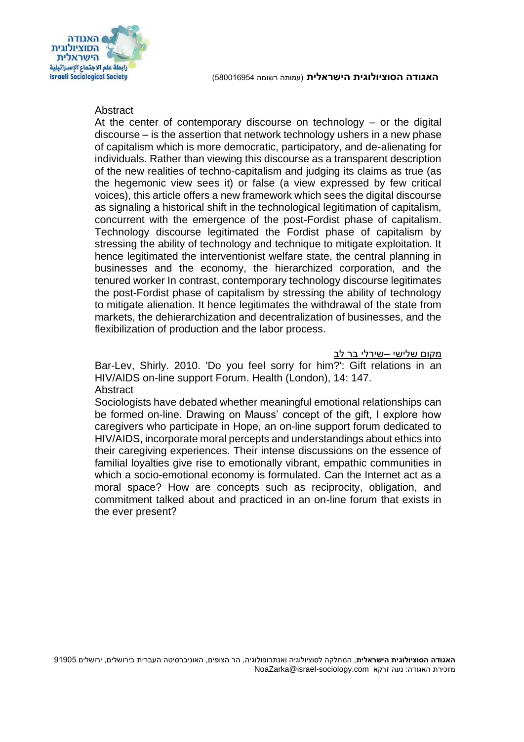Abstract

At the center of contemporary discourse on technology – or the digital discourse – is the assertion that network technology ushers in a new phase of capitalism which is more democratic, participatory, and de-alienating for individuals. Rather than viewing this discourse as a transparent description of the new realities of techno-capitalism and judging its claims as true (as the hegemonic view sees it) or false (a view expressed by few critical voices), this article offers a new framework which sees the digital discourse as signaling a historical shift in the technological legitimation of capitalism, concurrent with the emergence of the post-Fordist phase of capitalism. Technology discourse legitimated the Fordist phase of capitalism by stressing the ability of technology and technique to mitigate exploitation. It hence legitimated the interventionist welfare state, the central planning in businesses and the economy, the hierarchized corporation, and the tenured worker In contrast, contemporary technology discourse legitimates the post-Fordist phase of capitalism by stressing the ability of technology to mitigate alienation. It hence legitimates the withdrawal of the state from markets, the dehierarchization and decentralization of businesses, and the flexibilization of production and the labor process.

<u>מקום שלישי –שירלי בר לב</u>

Bar-Lev, Shirly. 2010. 'Do you feel sorry for him?': Gift relations in an HIV/AIDS on-line support Forum. Health (London), 14: 147.

Abstract

Sociologists have debated whether meaningful emotional relationships can be formed on-line. Drawing on Mauss' concept of the gift, I explore how caregivers who participate in Hope, an on-line support forum dedicated to HIV/AIDS, incorporate moral percepts and understandings about ethics into their caregiving experiences. Their intense discussions on the essence of familial loyalties give rise to emotionally vibrant, empathic communities in which a socio-emotional economy is formulated. Can the Internet act as a moral space? How are concepts such as reciprocity, obligation, and commitment talked about and practiced in an on-line forum that exists in the ever present?